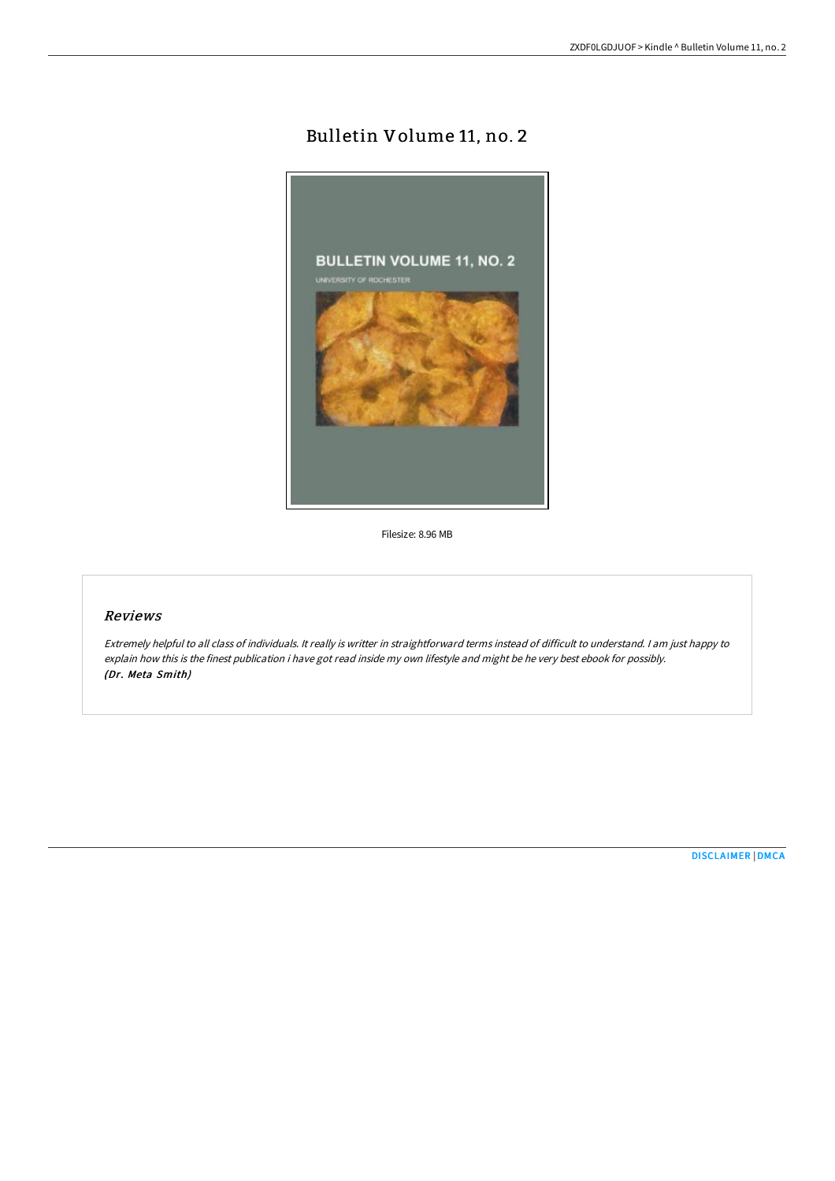# Bulletin Volume 11, no. 2

Filesize: 8.96 MB

## *Reviews*

*Extremely helpful to all class of individuals. It really is writter in straightforward terms instead of difficult to understand. I am just happy to explain how this is the finest publication i have got read inside my own lifestyle and might be he very best ebook for possibly.*
***(Dr. Meta Smith)***

DISCLAIMER | DMCA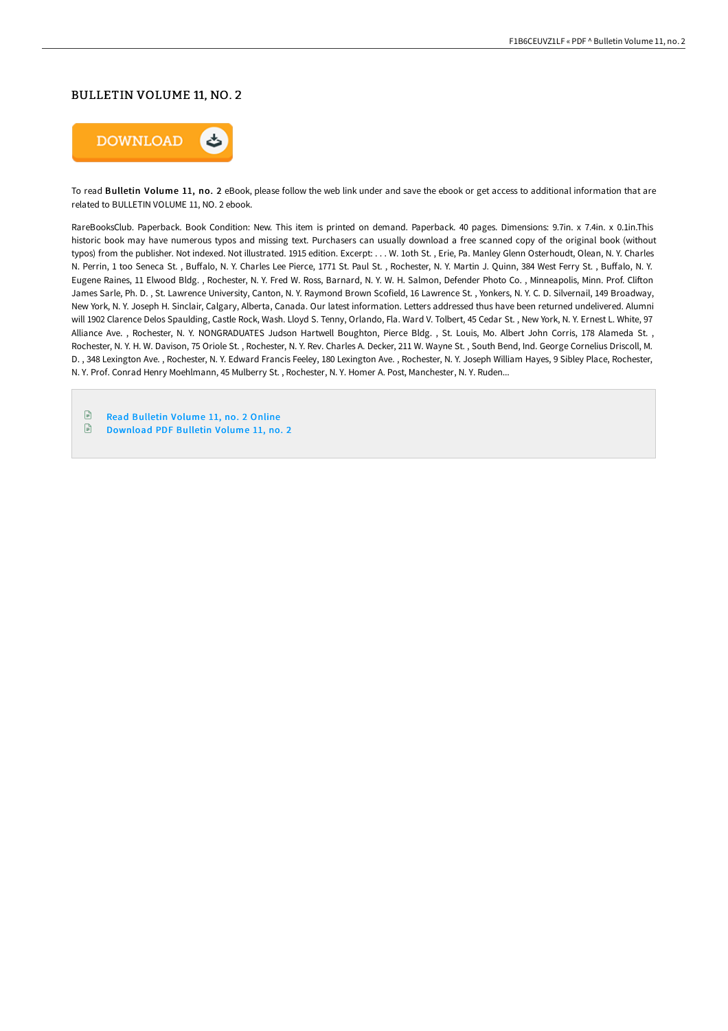# BULLETIN VOLUME 11, NO. 2

DOWNLOAD

To read **Bulletin Volume 11, no. 2** eBook, please follow the web link under and save the ebook or get access to additional information that are related to BULLETIN VOLUME 11, NO. 2 ebook.

RareBooksClub. Paperback. Book Condition: New. This item is printed on demand. Paperback. 40 pages. Dimensions: 9.7in. x 7.4in. x 0.1in.This historic book may have numerous typos and missing text. Purchasers can usually download a free scanned copy of the original book (without typos) from the publisher. Not indexed. Not illustrated. 1915 edition. Excerpt: . . . W. 1oth St. , Erie, Pa. Manley Glenn Osterhoudt, Olean, N. Y. Charles N. Perrin, 1 too Seneca St. , Buffalo, N. Y. Charles Lee Pierce, 1771 St. Paul St. , Rochester, N. Y. Martin J. Quinn, 384 West Ferry St. , Buffalo, N. Y. Eugene Raines, 11 Elwood Bldg. , Rochester, N. Y. Fred W. Ross, Barnard, N. Y. W. H. Salmon, Defender Photo Co. , Minneapolis, Minn. Prof. Clifton James Sarle, Ph. D. , St. Lawrence University, Canton, N. Y. Raymond Brown Scofield, 16 Lawrence St. , Yonkers, N. Y. C. D. Silvernail, 149 Broadway, New York, N. Y. Joseph H. Sinclair, Calgary, Alberta, Canada. Our latest information. Letters addressed thus have been returned undelivered. Alumni will 1902 Clarence Delos Spaulding, Castle Rock, Wash. Lloyd S. Tenny, Orlando, Fla. Ward V. Tolbert, 45 Cedar St. , New York, N. Y. Ernest L. White, 97 Alliance Ave. , Rochester, N. Y. NONGRADUATES Judson Hartwell Boughton, Pierce Bldg. , St. Louis, Mo. Albert John Corris, 178 Alameda St. , Rochester, N. Y. H. W. Davison, 75 Oriole St. , Rochester, N. Y. Rev. Charles A. Decker, 211 W. Wayne St. , South Bend, Ind. George Cornelius Driscoll, M. D. , 348 Lexington Ave. , Rochester, N. Y. Edward Francis Feeley, 180 Lexington Ave. , Rochester, N. Y. Joseph William Hayes, 9 Sibley Place, Rochester, N. Y. Prof. Conrad Henry Moehlmann, 45 Mulberry St. , Rochester, N. Y. Homer A. Post, Manchester, N. Y. Ruden...

- Read Bulletin Volume 11, no. 2 Online
- Download PDF Bulletin Volume 11, no. 2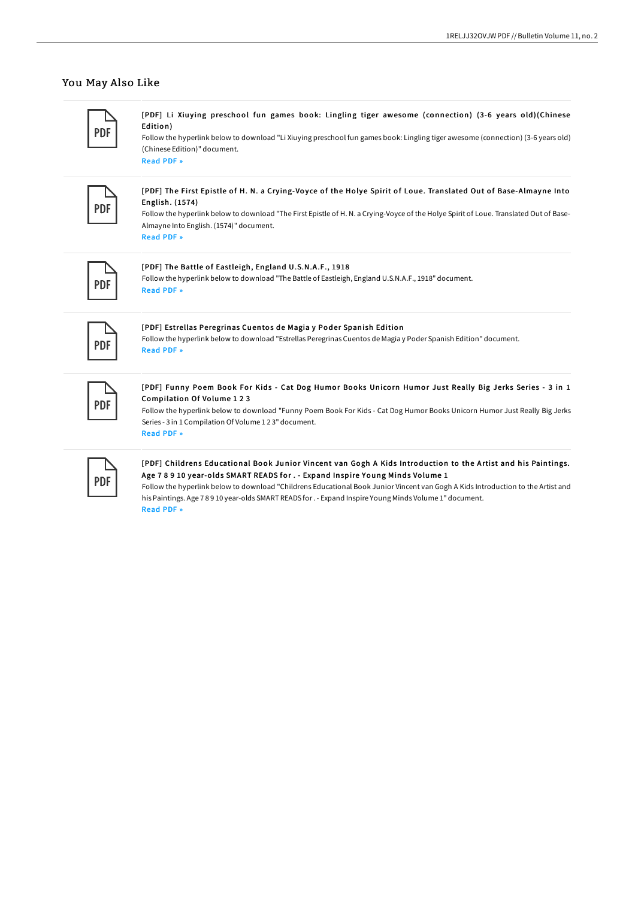## You May Also Like

**[PDF] Li Xiuying preschool fun games book: Lingling tiger awesome (connection) (3-6 years old)(Chinese Edition)**

Follow the hyperlink below to download "Li Xiuying preschool fun games book: Lingling tiger awesome (connection) (3-6 years old) (Chinese Edition)" document.

Read PDF »

**[PDF] The First Epistle of H. N. a Crying-Voyce of the Holye Spirit of Loue. Translated Out of Base-Almayne Into English. (1574)**

Follow the hyperlink below to download "The First Epistle of H. N. a Crying-Voyce of the Holye Spirit of Loue. Translated Out of Base-Almayne Into English. (1574)" document.

Read PDF »

**[PDF] The Battle of Eastleigh, England U.S.N.A.F., 1918**

Follow the hyperlink below to download "The Battle of Eastleigh, England U.S.N.A.F., 1918" document.

Read PDF »

**[PDF] Estrellas Peregrinas Cuentos de Magia y Poder Spanish Edition**

Follow the hyperlink below to download "Estrellas Peregrinas Cuentos de Magia y Poder Spanish Edition" document.

Read PDF »

**[PDF] Funny Poem Book For Kids - Cat Dog Humor Books Unicorn Humor Just Really Big Jerks Series - 3 in 1 Compilation Of Volume 1 2 3**

Follow the hyperlink below to download "Funny Poem Book For Kids - Cat Dog Humor Books Unicorn Humor Just Really Big Jerks Series - 3 in 1 Compilation Of Volume 1 2 3" document.

Read PDF »

**[PDF] Childrens Educational Book Junior Vincent van Gogh A Kids Introduction to the Artist and his Paintings. Age 7 8 9 10 year-olds SMART READS for . - Expand Inspire Young Minds Volume 1**

Follow the hyperlink below to download "Childrens Educational Book Junior Vincent van Gogh A Kids Introduction to the Artist and his Paintings. Age 7 8 9 10 year-olds SMART READS for . - Expand Inspire Young Minds Volume 1" document.

Read PDF »